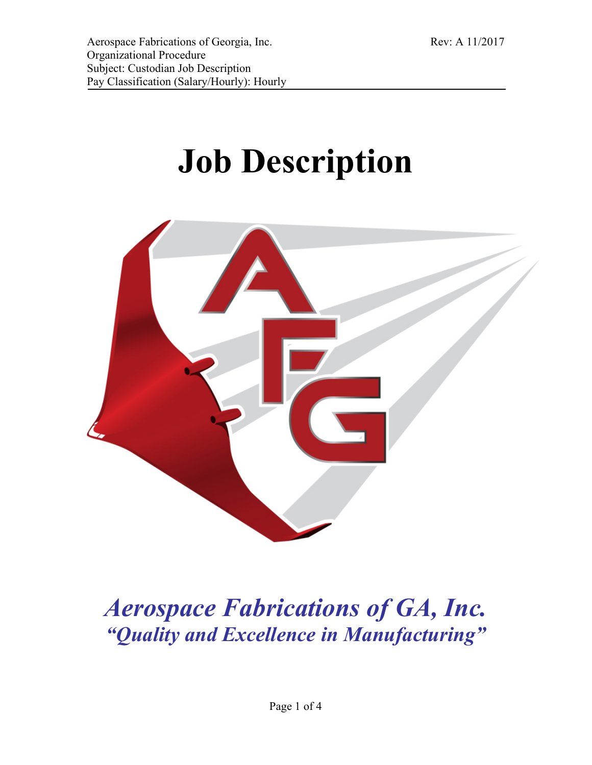Aerospace Fabrications of Georgia, Inc. Rev: A 11/2017
Organizational Procedure
Subject: Custodian Job Description
Pay Classification (Salary/Hourly): Hourly

# Job Description

***Aerospace Fabrications of GA, Inc.***
***"Quality and Excellence in Manufacturing"***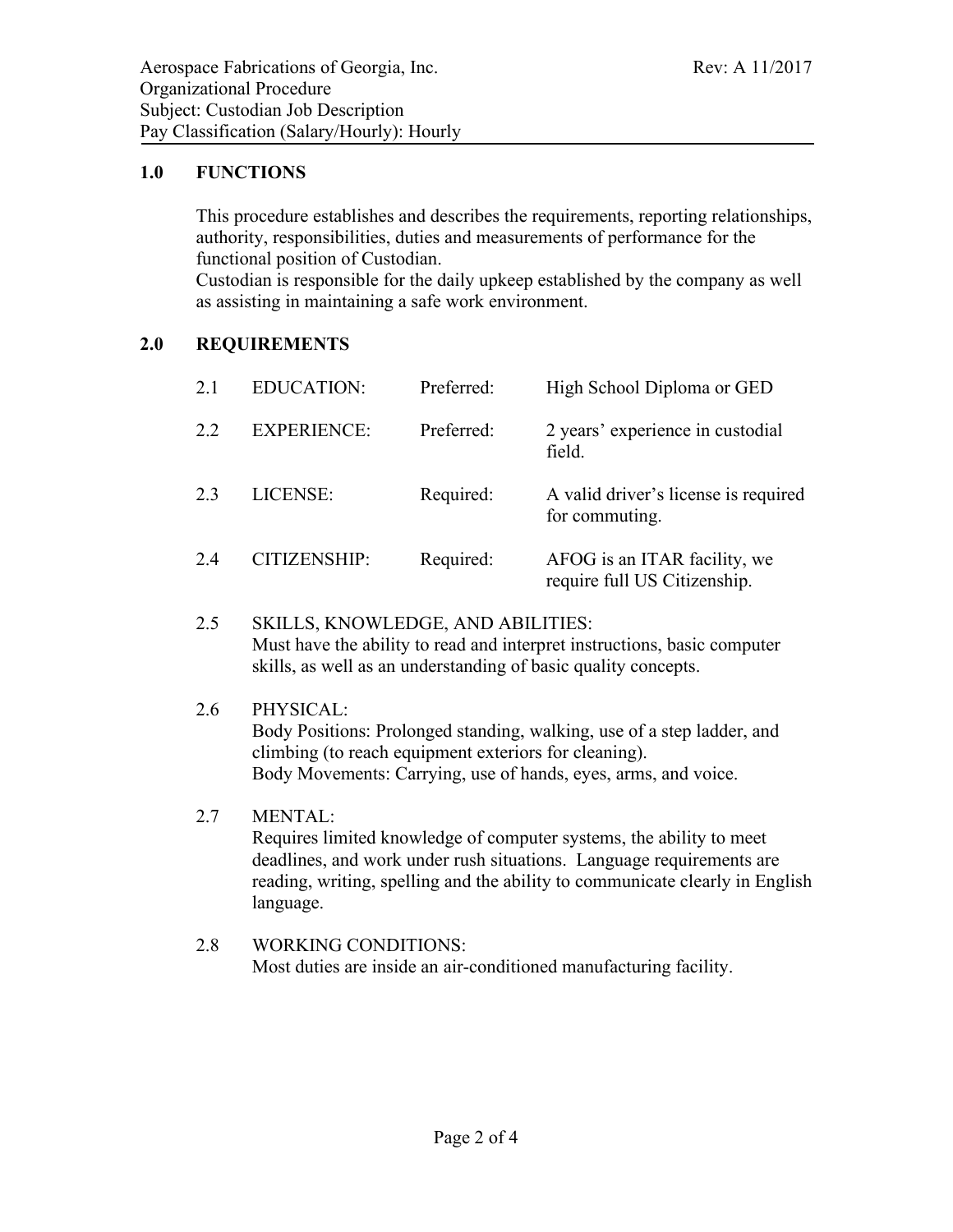Aerospace Fabrications of Georgia, Inc.  
Organizational Procedure  
Subject: Custodian Job Description  
Pay Classification (Salary/Hourly): Hourly

Rev: A 11/2017

## 1.0 FUNCTIONS

This procedure establishes and describes the requirements, reporting relationships, authority, responsibilities, duties and measurements of performance for the functional position of Custodian.
Custodian is responsible for the daily upkeep established by the company as well as assisting in maintaining a safe work environment.

## 2.0 REQUIREMENTS

| | | | |
|---|---|---|---|
| 2.1 | EDUCATION: | Preferred: | High School Diploma or GED |
| 2.2 | EXPERIENCE: | Preferred: | 2 years' experience in custodial field. |
| 2.3 | LICENSE: | Required: | A valid driver's license is required for commuting. |
| 2.4 | CITIZENSHIP: | Required: | AFOG is an ITAR facility, we require full US Citizenship. |

2.5 SKILLS, KNOWLEDGE, AND ABILITIES:
Must have the ability to read and interpret instructions, basic computer skills, as well as an understanding of basic quality concepts.

2.6 PHYSICAL:
Body Positions: Prolonged standing, walking, use of a step ladder, and climbing (to reach equipment exteriors for cleaning).
Body Movements: Carrying, use of hands, eyes, arms, and voice.

2.7 MENTAL:
Requires limited knowledge of computer systems, the ability to meet deadlines, and work under rush situations. Language requirements are reading, writing, spelling and the ability to communicate clearly in English language.

2.8 WORKING CONDITIONS:
Most duties are inside an air-conditioned manufacturing facility.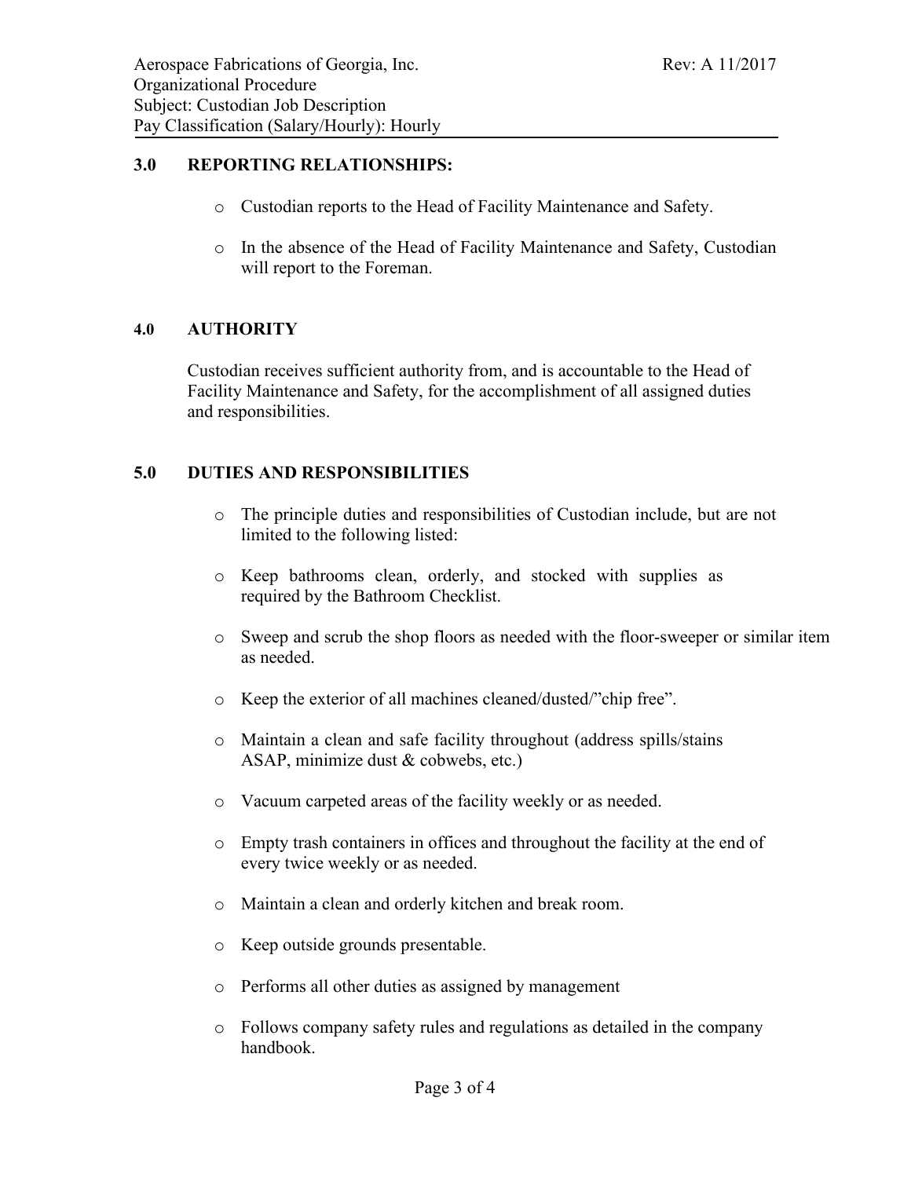## 3.0 REPORTING RELATIONSHIPS:

- Custodian reports to the Head of Facility Maintenance and Safety.
- In the absence of the Head of Facility Maintenance and Safety, Custodian will report to the Foreman.

## 4.0 AUTHORITY

Custodian receives sufficient authority from, and is accountable to the Head of Facility Maintenance and Safety, for the accomplishment of all assigned duties and responsibilities.

## 5.0 DUTIES AND RESPONSIBILITIES

- The principle duties and responsibilities of Custodian include, but are not limited to the following listed:
- Keep bathrooms clean, orderly, and stocked with supplies as required by the Bathroom Checklist.
- Sweep and scrub the shop floors as needed with the floor-sweeper or similar item as needed.
- Keep the exterior of all machines cleaned/dusted/"chip free".
- Maintain a clean and safe facility throughout (address spills/stains ASAP, minimize dust & cobwebs, etc.)
- Vacuum carpeted areas of the facility weekly or as needed.
- Empty trash containers in offices and throughout the facility at the end of every twice weekly or as needed.
- Maintain a clean and orderly kitchen and break room.
- Keep outside grounds presentable.
- Performs all other duties as assigned by management
- Follows company safety rules and regulations as detailed in the company handbook.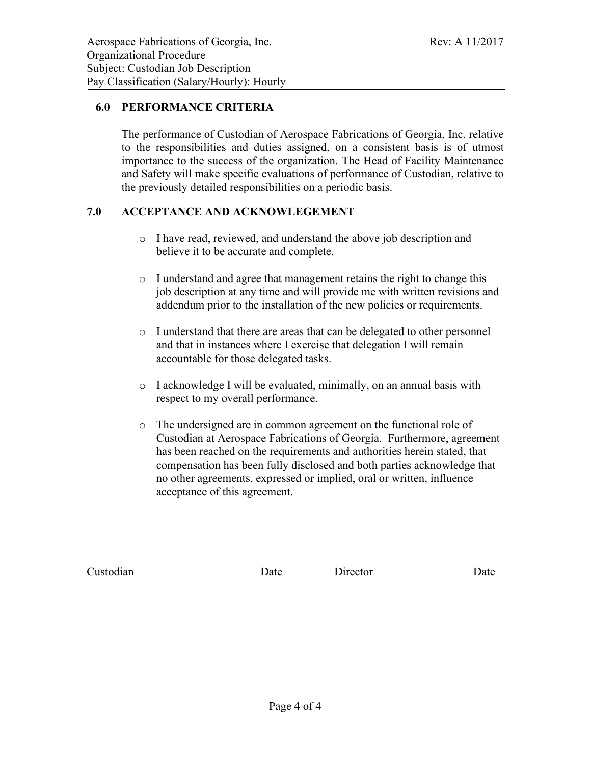## 6.0 PERFORMANCE CRITERIA

The performance of Custodian of Aerospace Fabrications of Georgia, Inc. relative to the responsibilities and duties assigned, on a consistent basis is of utmost importance to the success of the organization. The Head of Facility Maintenance and Safety will make specific evaluations of performance of Custodian, relative to the previously detailed responsibilities on a periodic basis.

## 7.0 ACCEPTANCE AND ACKNOWLEGEMENT

- I have read, reviewed, and understand the above job description and believe it to be accurate and complete.
- I understand and agree that management retains the right to change this job description at any time and will provide me with written revisions and addendum prior to the installation of the new policies or requirements.
- I understand that there are areas that can be delegated to other personnel and that in instances where I exercise that delegation I will remain accountable for those delegated tasks.
- I acknowledge I will be evaluated, minimally, on an annual basis with respect to my overall performance.
- The undersigned are in common agreement on the functional role of Custodian at Aerospace Fabrications of Georgia. Furthermore, agreement has been reached on the requirements and authorities herein stated, that compensation has been fully disclosed and both parties acknowledge that no other agreements, expressed or implied, oral or written, influence acceptance of this agreement.

______________________________ ______________________________

Custodian Date Director Date